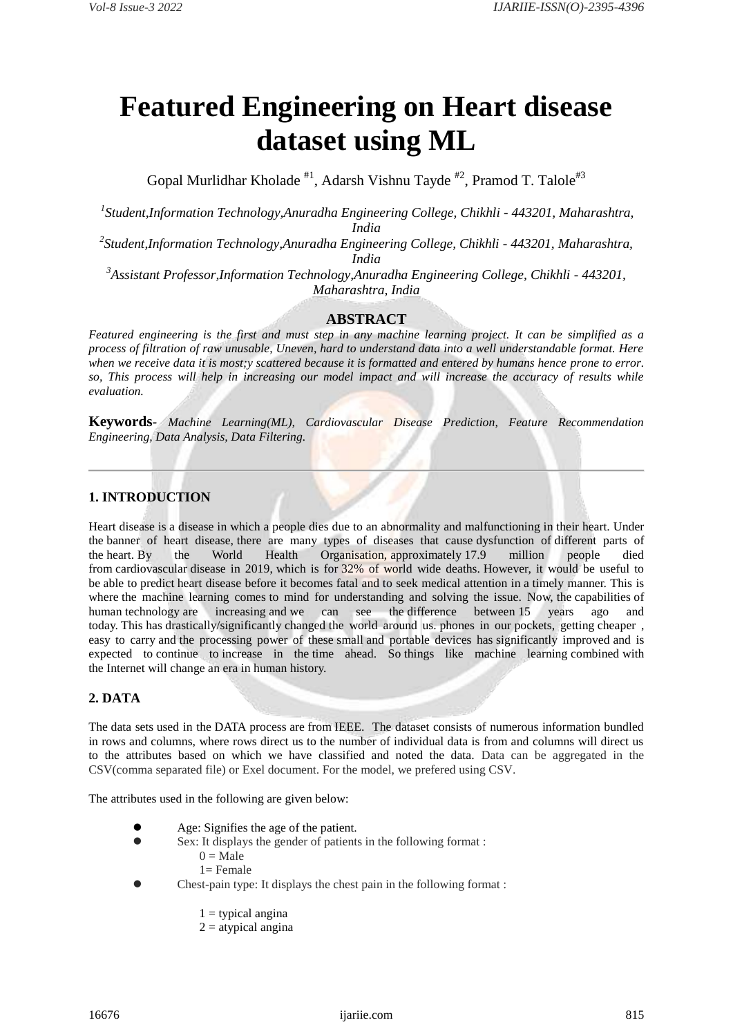# Featured Engineering on Heart disease dataset using ML

Gopal Murlidhar Kholade [#1], Adarsh Vishnu Tayde [#2], Pramod T. Talole[#3]

[1]*Student,Information Technology,Anuradha Engineering College, Chikhli - 443201, Maharashtra, India*

[2]*Student,Information Technology,Anuradha Engineering College, Chikhli - 443201, Maharashtra, India*

[3]*Assistant Professor,Information Technology,Anuradha Engineering College, Chikhli - 443201, Maharashtra, India*

## ABSTRACT

*Featured engineering is the first and must step in any machine learning project. It can be simplified as a process of filtration of raw unusable, Uneven, hard to understand data into a well understandable format. Here when we receive data it is most;y scattered because it is formatted and entered by humans hence prone to error. so, This process will help in increasing our model impact and will increase the accuracy of results while evaluation.*

**Keywords**- *Machine Learning(ML), Cardiovascular Disease Prediction, Feature Recommendation Engineering, Data Analysis, Data Filtering.*

---

## 1. INTRODUCTION

Heart disease is a disease in which a people dies due to an abnormality and malfunctioning in their heart. Under the banner of heart disease, there are many types of diseases that cause dysfunction of different parts of the heart. By the World Health Organisation, approximately 17.9 million people died from cardiovascular disease in 2019, which is for 32% of world wide deaths. However, it would be useful to be able to predict heart disease before it becomes fatal and to seek medical attention in a timely manner. This is where the machine learning comes to mind for understanding and solving the issue. Now, the capabilities of human technology are increasing and we can see the difference between 15 years ago and today. This has drastically/significantly changed the world around us. phones in our pockets, getting cheaper , easy to carry and the processing power of these small and portable devices has significantly improved and is expected to continue to increase in the time ahead. So things like machine learning combined with the Internet will change an era in human history.

## 2. DATA

The data sets used in the DATA process are from IEEE. The dataset consists of numerous information bundled in rows and columns, where rows direct us to the number of individual data is from and columns will direct us to the attributes based on which we have classified and noted the data. Data can be aggregated in the CSV(comma separated file) or Exel document. For the model, we prefered using CSV.

The attributes used in the following are given below:

- Age: Signifies the age of the patient.
- Sex: It displays the gender of patients in the following format :
  0 = Male
  1= Female
- Chest-pain type: It displays the chest pain in the following format :

  1 = typical angina
  2 = atypical angina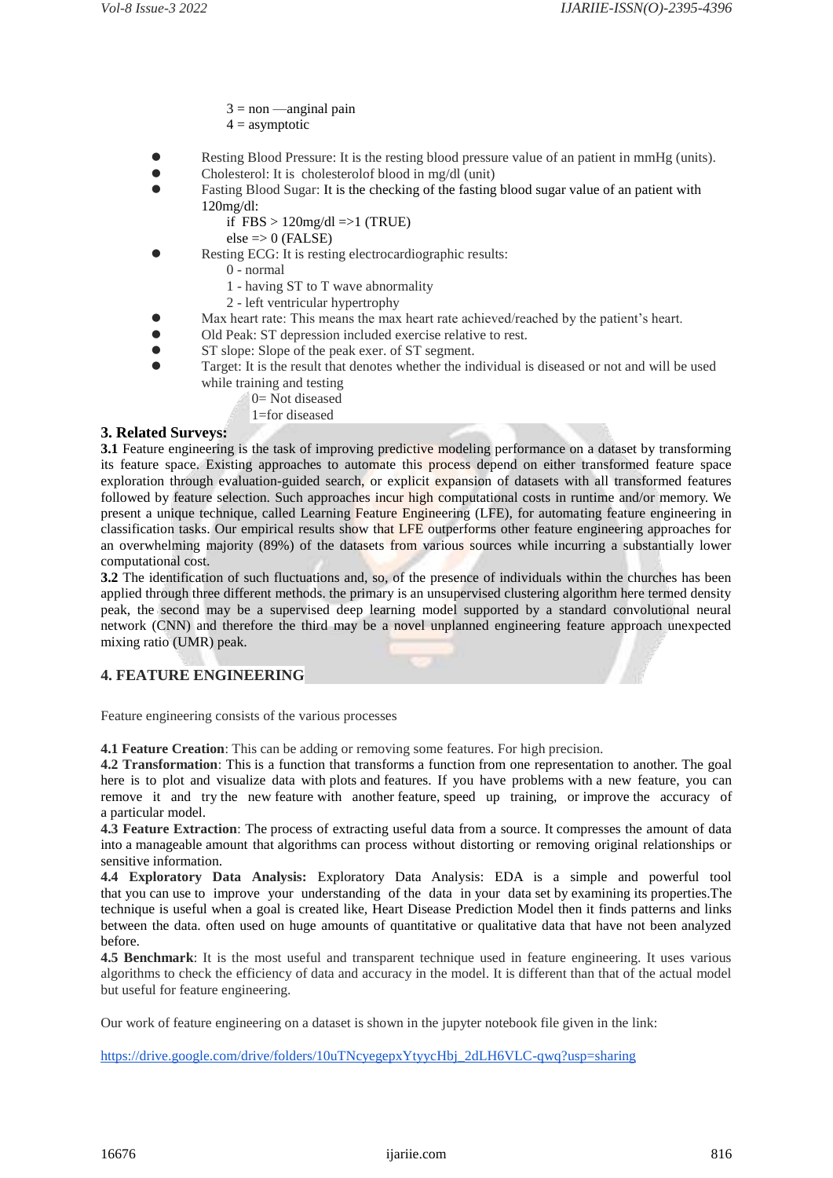3 = non —anginal pain
4 = asymptotic

- Resting Blood Pressure: It is the resting blood pressure value of an patient in mmHg (units).
- Cholesterol: It is cholesterolof blood in mg/dl (unit)
- Fasting Blood Sugar: It is the checking of the fasting blood sugar value of an patient with 120mg/dl:
  if FBS > 120mg/dl =>1 (TRUE)
  else => 0 (FALSE)
- Resting ECG: It is resting electrocardiographic results:
  0 - normal
  1 - having ST to T wave abnormality
  2 - left ventricular hypertrophy
- Max heart rate: This means the max heart rate achieved/reached by the patient's heart.
- Old Peak: ST depression included exercise relative to rest.
- ST slope: Slope of the peak exer. of ST segment.
- Target: It is the result that denotes whether the individual is diseased or not and will be used while training and testing
  0= Not diseased
  1=for diseased

## 3. Related Surveys:

**3.1** Feature engineering is the task of improving predictive modeling performance on a dataset by transforming its feature space. Existing approaches to automate this process depend on either transformed feature space exploration through evaluation-guided search, or explicit expansion of datasets with all transformed features followed by feature selection. Such approaches incur high computational costs in runtime and/or memory. We present a unique technique, called Learning Feature Engineering (LFE), for automating feature engineering in classification tasks. Our empirical results show that LFE outperforms other feature engineering approaches for an overwhelming majority (89%) of the datasets from various sources while incurring a substantially lower computational cost.

**3.2** The identification of such fluctuations and, so, of the presence of individuals within the churches has been applied through three different methods. the primary is an unsupervised clustering algorithm here termed density peak, the second may be a supervised deep learning model supported by a standard convolutional neural network (CNN) and therefore the third may be a novel unplanned engineering feature approach unexpected mixing ratio (UMR) peak.

## 4. FEATURE ENGINEERING

Feature engineering consists of the various processes

**4.1 Feature Creation**: This can be adding or removing some features. For high precision.

**4.2 Transformation**: This is a function that transforms a function from one representation to another. The goal here is to plot and visualize data with plots and features. If you have problems with a new feature, you can remove it and try the new feature with another feature, speed up training, or improve the accuracy of a particular model.

**4.3 Feature Extraction**: The process of extracting useful data from a source. It compresses the amount of data into a manageable amount that algorithms can process without distorting or removing original relationships or sensitive information.

**4.4 Exploratory Data Analysis:** Exploratory Data Analysis: EDA is a simple and powerful tool that you can use to improve your understanding of the data in your data set by examining its properties.The technique is useful when a goal is created like, Heart Disease Prediction Model then it finds patterns and links between the data. often used on huge amounts of quantitative or qualitative data that have not been analyzed before.

**4.5 Benchmark**: It is the most useful and transparent technique used in feature engineering. It uses various algorithms to check the efficiency of data and accuracy in the model. It is different than that of the actual model but useful for feature engineering.

Our work of feature engineering on a dataset is shown in the jupyter notebook file given in the link:

https://drive.google.com/drive/folders/10uTNcyegepxYtyycHbj_2dLH6VLC-qwq?usp=sharing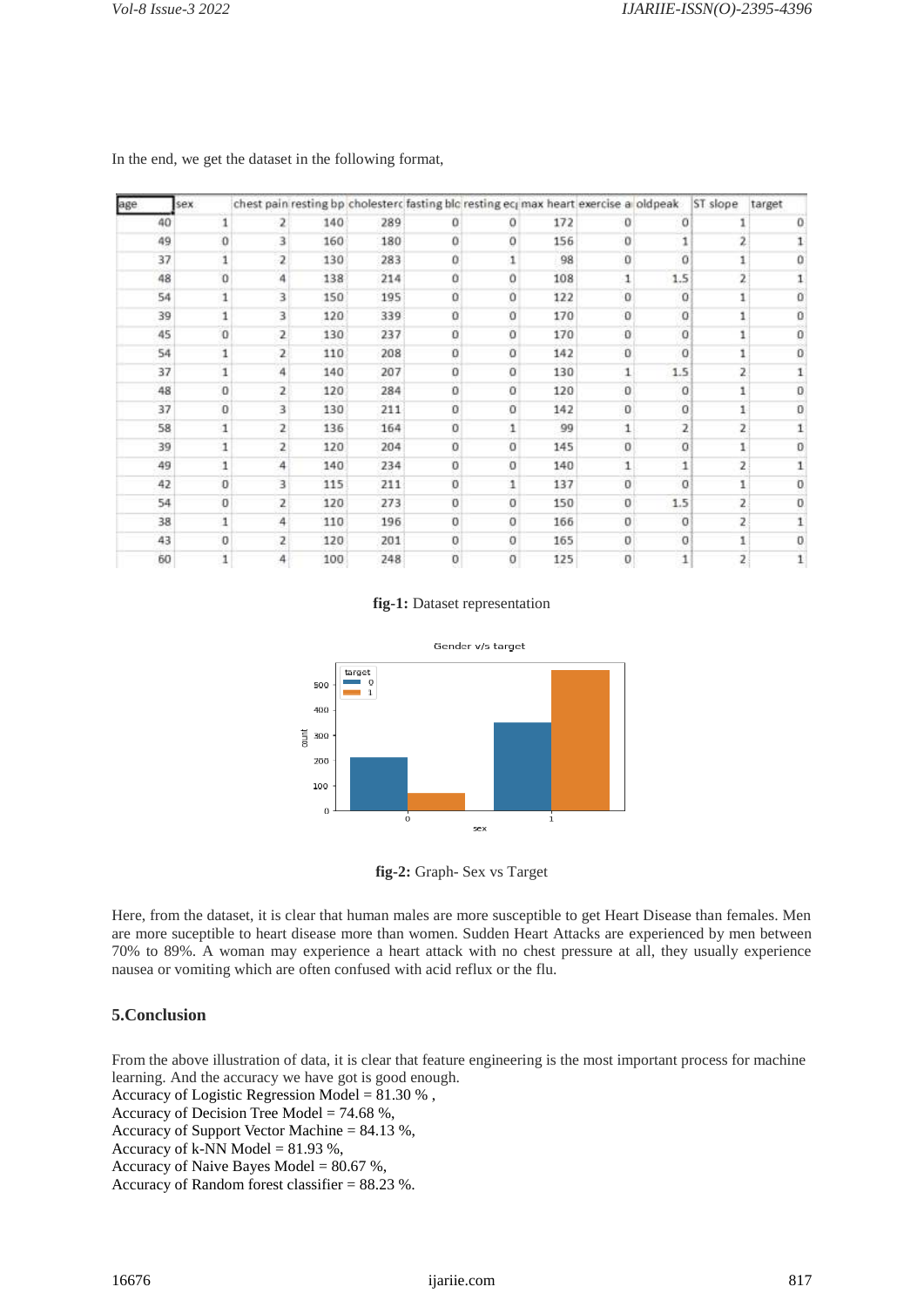In the end, we get the dataset in the following format,

| age | sex | chest pain | resting bp | cholesterc | fasting blc | resting ec | max heart | exercise a | oldpeak | ST slope | target |
|---|---|---|---|---|---|---|---|---|---|---|---|
| 40 | 1 | 2 | 140 | 289 | 0 | 0 | 172 | 0 | 0 | 1 | 0 |
| 49 | 0 | 3 | 160 | 180 | 0 | 0 | 156 | 0 | 1 | 2 | 1 |
| 37 | 1 | 2 | 130 | 283 | 0 | 1 | 98 | 0 | 0 | 1 | 0 |
| 48 | 0 | 4 | 138 | 214 | 0 | 0 | 108 | 1 | 1.5 | 2 | 1 |
| 54 | 1 | 3 | 150 | 195 | 0 | 0 | 122 | 0 | 0 | 1 | 0 |
| 39 | 1 | 3 | 120 | 339 | 0 | 0 | 170 | 0 | 0 | 1 | 0 |
| 45 | 0 | 2 | 130 | 237 | 0 | 0 | 170 | 0 | 0 | 1 | 0 |
| 54 | 1 | 2 | 110 | 208 | 0 | 0 | 142 | 0 | 0 | 1 | 0 |
| 37 | 1 | 4 | 140 | 207 | 0 | 0 | 130 | 1 | 1.5 | 2 | 1 |
| 48 | 0 | 2 | 120 | 284 | 0 | 0 | 120 | 0 | 0 | 1 | 0 |
| 37 | 0 | 3 | 130 | 211 | 0 | 0 | 142 | 0 | 0 | 1 | 0 |
| 58 | 1 | 2 | 136 | 164 | 0 | 1 | 99 | 1 | 2 | 2 | 1 |
| 39 | 1 | 2 | 120 | 204 | 0 | 0 | 145 | 0 | 0 | 1 | 0 |
| 49 | 1 | 4 | 140 | 234 | 0 | 0 | 140 | 1 | 1 | 2 | 1 |
| 42 | 0 | 3 | 115 | 211 | 0 | 1 | 137 | 0 | 0 | 1 | 0 |
| 54 | 0 | 2 | 120 | 273 | 0 | 0 | 150 | 0 | 1.5 | 2 | 0 |
| 38 | 1 | 4 | 110 | 196 | 0 | 0 | 166 | 0 | 0 | 2 | 1 |
| 43 | 0 | 2 | 120 | 201 | 0 | 0 | 165 | 0 | 0 | 1 | 0 |
| 60 | 1 | 4 | 100 | 248 | 0 | 0 | 125 | 0 | 1 | 2 | 1 |

**fig-1:** Dataset representation

**fig-2:** Graph- Sex vs Target

Here, from the dataset, it is clear that human males are more susceptible to get Heart Disease than females. Men are more suceptible to heart disease more than women. Sudden Heart Attacks are experienced by men between 70% to 89%. A woman may experience a heart attack with no chest pressure at all, they usually experience nausea or vomiting which are often confused with acid reflux or the flu.

## 5.Conclusion

From the above illustration of data, it is clear that feature engineering is the most important process for machine learning. And the accuracy we have got is good enough.
Accuracy of Logistic Regression Model = 81.30 % ,
Accuracy of Decision Tree Model = 74.68 %,
Accuracy of Support Vector Machine = 84.13 %,
Accuracy of k-NN Model = 81.93 %,
Accuracy of Naive Bayes Model = 80.67 %,
Accuracy of Random forest classifier = 88.23 %.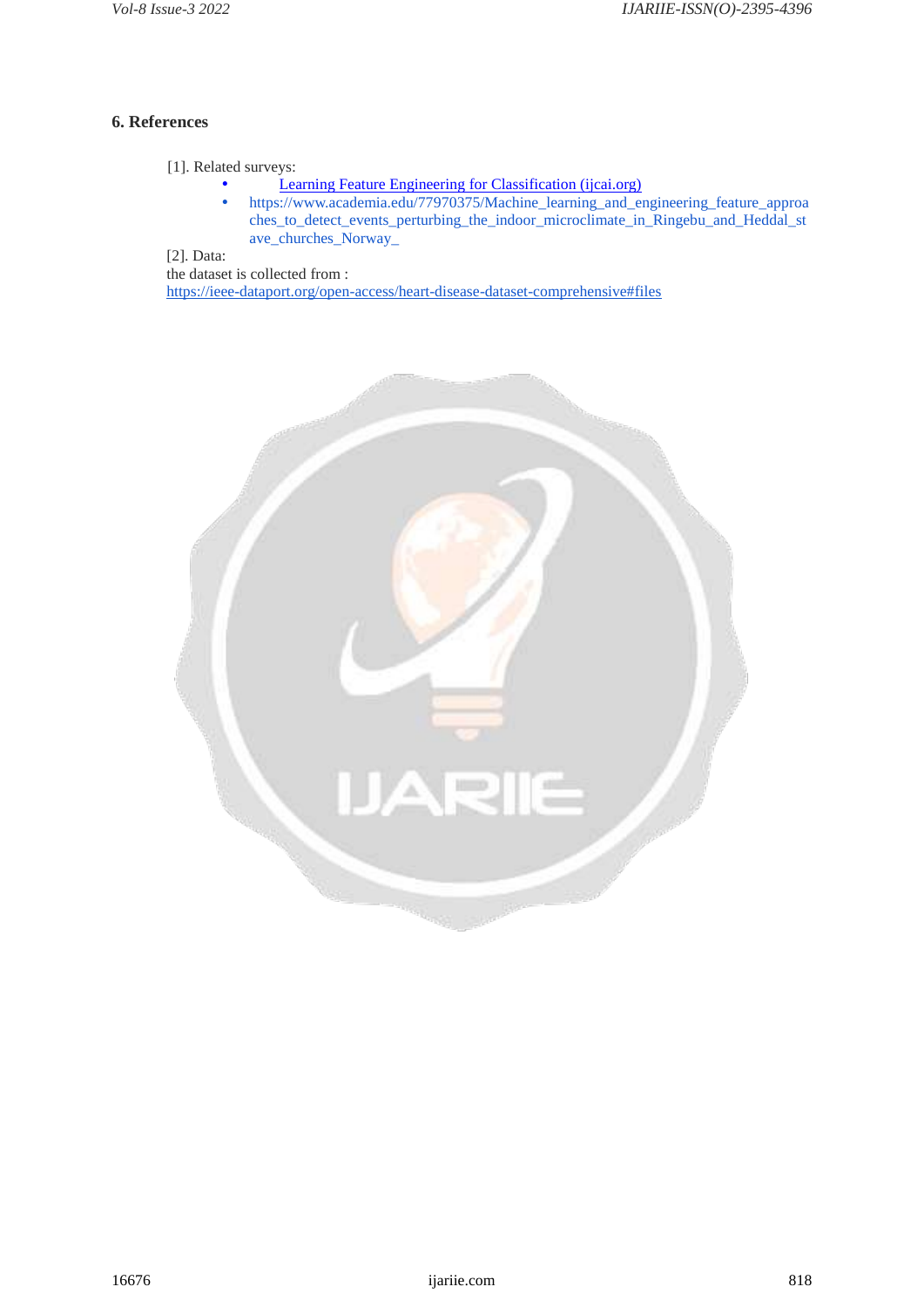## 6. References

[1]. Related surveys:

- Learning Feature Engineering for Classification (ijcai.org)
- https://www.academia.edu/77970375/Machine_learning_and_engineering_feature_approaches_to_detect_events_perturbing_the_indoor_microclimate_in_Ringebu_and_Heddal_stave_churches_Norway_

[2]. Data:
the dataset is collected from :
https://ieee-dataport.org/open-access/heart-disease-dataset-comprehensive#files